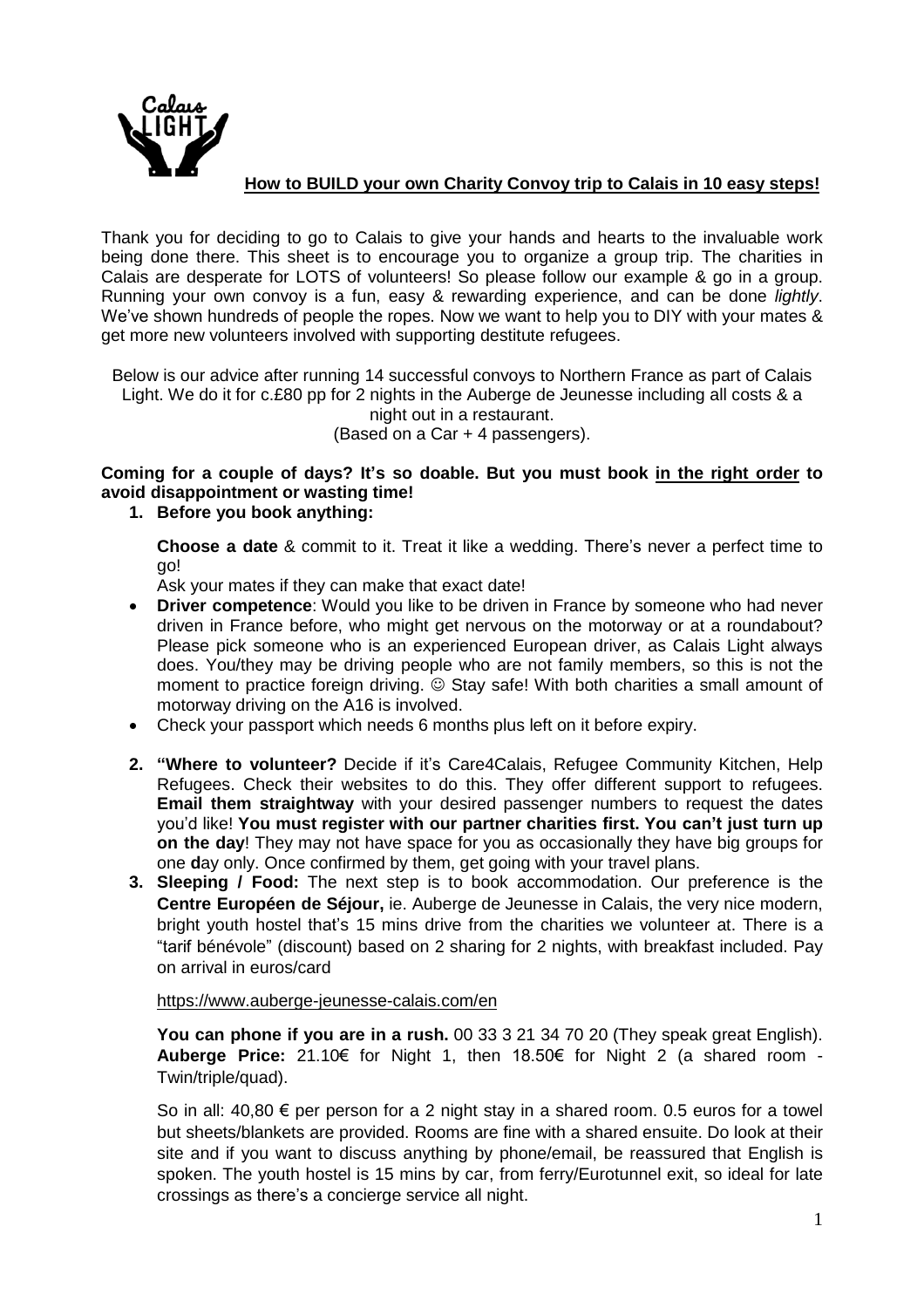## **How to BUILD your own Charity Convoy trip to Calais in 10 easy steps!**

Thank you for deciding to go to Calais to give your hands and hearts to the invaluable work being done there. This sheet is to encourage you to organize a group trip. The charities in Calais are desperate for LOTS of volunteers! So please follow our example & go in a group. Running your own convoy is a fun, easy & rewarding experience, and can be done *lightly*. We've shown hundreds of people the ropes. Now we want to help you to DIY with your mates & get more new volunteers involved with supporting destitute refugees.

Below is our advice after running 14 successful convoys to Northern France as part of Calais Light. We do it for c.£80 pp for 2 nights in the Auberge de Jeunesse including all costs & a night out in a restaurant.
(Based on a Car + 4 passengers).

**Coming for a couple of days? It's so doable. But you must book in the right order to avoid disappointment or wasting time!**

1. **Before you book anything:**

   **Choose a date** & commit to it. Treat it like a wedding. There's never a perfect time to go!

   Ask your mates if they can make that exact date!

- **Driver competence**: Would you like to be driven in France by someone who had never driven in France before, who might get nervous on the motorway or at a roundabout? Please pick someone who is an experienced European driver, as Calais Light always does. You/they may be driving people who are not family members, so this is not the moment to practice foreign driving. ☺ Stay safe! With both charities a small amount of motorway driving on the A16 is involved.
- Check your passport which needs 6 months plus left on it before expiry.

2. **"Where to volunteer?** Decide if it's Care4Calais, Refugee Community Kitchen, Help Refugees. Check their websites to do this. They offer different support to refugees. **Email them straightway** with your desired passenger numbers to request the dates you'd like! **You must register with our partner charities first. You can't just turn up on the day**! They may not have space for you as occasionally they have big groups for one **d**ay only. Once confirmed by them, get going with your travel plans.
3. **Sleeping / Food:** The next step is to book accommodation. Our preference is the **Centre Européen de Séjour,** ie. Auberge de Jeunesse in Calais, the very nice modern, bright youth hostel that's 15 mins drive from the charities we volunteer at. There is a "tarif bénévole" (discount) based on 2 sharing for 2 nights, with breakfast included. Pay on arrival in euros/card

   https://www.auberge-jeunesse-calais.com/en

   **You can phone if you are in a rush.** 00 33 3 21 34 70 20 (They speak great English). **Auberge Price:** 21.10€ for Night 1, then 18.50€ for Night 2 (a shared room - Twin/triple/quad).

   So in all: 40,80 € per person for a 2 night stay in a shared room. 0.5 euros for a towel but sheets/blankets are provided. Rooms are fine with a shared ensuite. Do look at their site and if you want to discuss anything by phone/email, be reassured that English is spoken. The youth hostel is 15 mins by car, from ferry/Eurotunnel exit, so ideal for late crossings as there's a concierge service all night.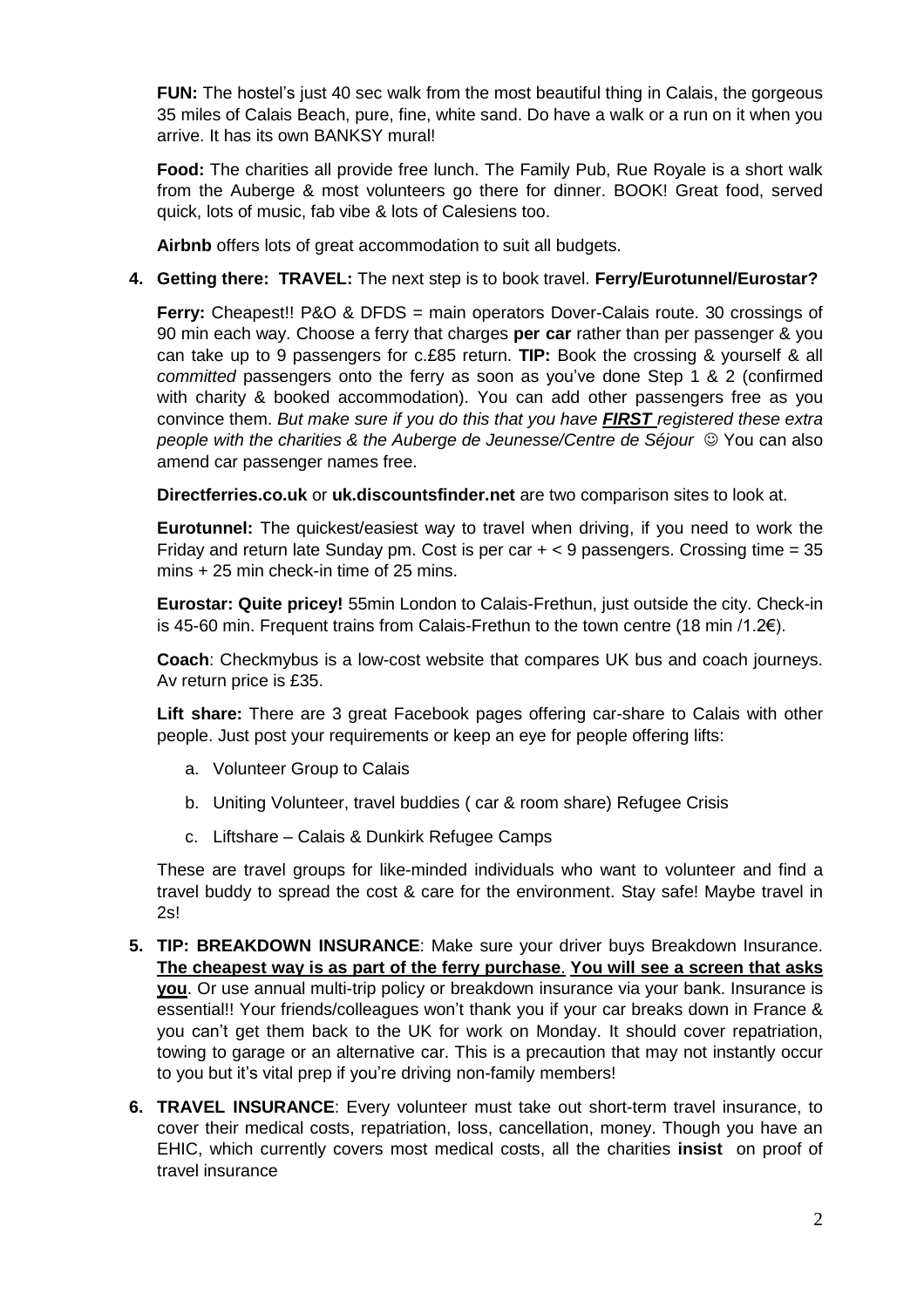**FUN:** The hostel's just 40 sec walk from the most beautiful thing in Calais, the gorgeous 35 miles of Calais Beach, pure, fine, white sand. Do have a walk or a run on it when you arrive. It has its own BANKSY mural!

**Food:** The charities all provide free lunch. The Family Pub, Rue Royale is a short walk from the Auberge & most volunteers go there for dinner. BOOK! Great food, served quick, lots of music, fab vibe & lots of Calesiens too.

**Airbnb** offers lots of great accommodation to suit all budgets.

4. **Getting there: TRAVEL:** The next step is to book travel. **Ferry/Eurotunnel/Eurostar?**

   **Ferry:** Cheapest!! P&O & DFDS = main operators Dover-Calais route. 30 crossings of 90 min each way. Choose a ferry that charges **per car** rather than per passenger & you can take up to 9 passengers for c.£85 return. **TIP:** Book the crossing & yourself & all *committed* passengers onto the ferry as soon as you've done Step 1 & 2 (confirmed with charity & booked accommodation). You can add other passengers free as you convince them. *But make sure if you do this that you have **FIRST** registered these extra people with the charities & the Auberge de Jeunesse/Centre de Séjour* ☺ You can also amend car passenger names free.

   **Directferries.co.uk** or **uk.discountsfinder.net** are two comparison sites to look at.

   **Eurotunnel:** The quickest/easiest way to travel when driving, if you need to work the Friday and return late Sunday pm. Cost is per car + < 9 passengers. Crossing time = 35 mins + 25 min check-in time of 25 mins.

   **Eurostar: Quite pricey!** 55min London to Calais-Frethun, just outside the city. Check-in is 45-60 min. Frequent trains from Calais-Frethun to the town centre (18 min /1.2€).

   **Coach**: Checkmybus is a low-cost website that compares UK bus and coach journeys. Av return price is £35.

   **Lift share:** There are 3 great Facebook pages offering car-share to Calais with other people. Just post your requirements or keep an eye for people offering lifts:

   a. Volunteer Group to Calais
   b. Uniting Volunteer, travel buddies ( car & room share) Refugee Crisis
   c. Liftshare – Calais & Dunkirk Refugee Camps

   These are travel groups for like-minded individuals who want to volunteer and find a travel buddy to spread the cost & care for the environment. Stay safe! Maybe travel in 2s!

5. **TIP: BREAKDOWN INSURANCE**: Make sure your driver buys Breakdown Insurance. **The cheapest way is as part of the ferry purchase**. **You will see a screen that asks you**. Or use annual multi-trip policy or breakdown insurance via your bank. Insurance is essential!! Your friends/colleagues won't thank you if your car breaks down in France & you can't get them back to the UK for work on Monday. It should cover repatriation, towing to garage or an alternative car. This is a precaution that may not instantly occur to you but it's vital prep if you're driving non-family members!

6. **TRAVEL INSURANCE**: Every volunteer must take out short-term travel insurance, to cover their medical costs, repatriation, loss, cancellation, money. Though you have an EHIC, which currently covers most medical costs, all the charities **insist** on proof of travel insurance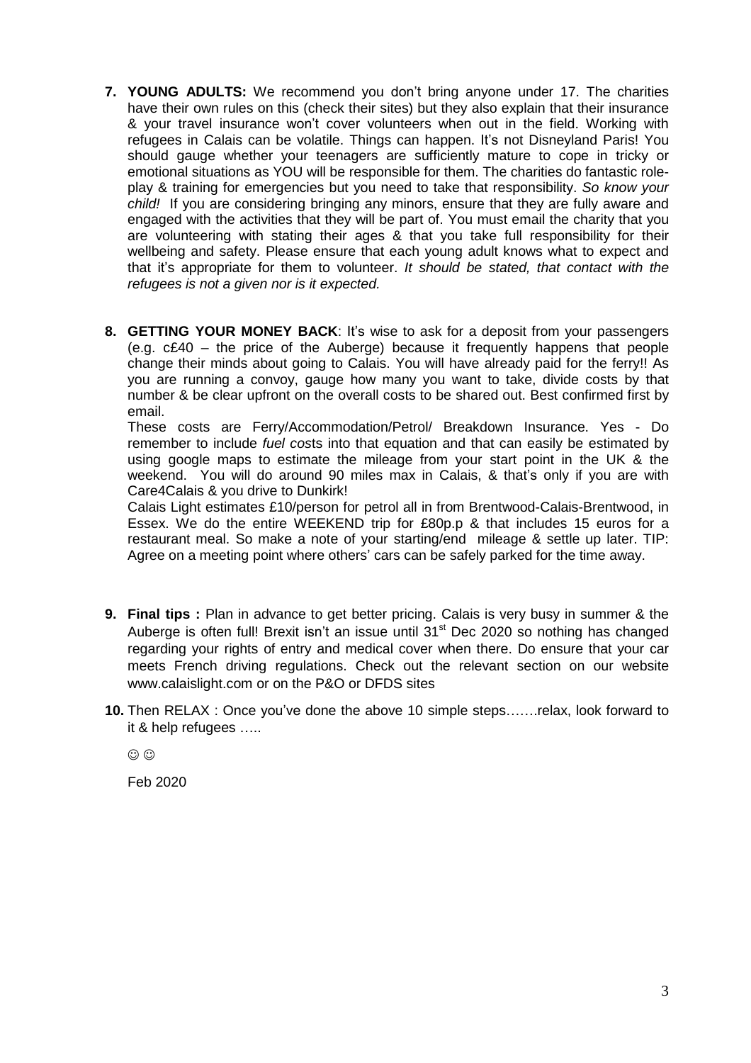7. **YOUNG ADULTS:** We recommend you don't bring anyone under 17. The charities have their own rules on this (check their sites) but they also explain that their insurance & your travel insurance won't cover volunteers when out in the field. Working with refugees in Calais can be volatile. Things can happen. It's not Disneyland Paris! You should gauge whether your teenagers are sufficiently mature to cope in tricky or emotional situations as YOU will be responsible for them. The charities do fantastic role-play & training for emergencies but you need to take that responsibility. *So know your child!* If you are considering bringing any minors, ensure that they are fully aware and engaged with the activities that they will be part of. You must email the charity that you are volunteering with stating their ages & that you take full responsibility for their wellbeing and safety. Please ensure that each young adult knows what to expect and that it's appropriate for them to volunteer. *It should be stated, that contact with the refugees is not a given nor is it expected.*

8. **GETTING YOUR MONEY BACK**: It's wise to ask for a deposit from your passengers (e.g. c£40 – the price of the Auberge) because it frequently happens that people change their minds about going to Calais. You will have already paid for the ferry!! As you are running a convoy, gauge how many you want to take, divide costs by that number & be clear upfront on the overall costs to be shared out. Best confirmed first by email.

   These costs are Ferry/Accommodation/Petrol/ Breakdown Insurance. Yes - Do remember to include *fuel cos*ts into that equation and that can easily be estimated by using google maps to estimate the mileage from your start point in the UK & the weekend. You will do around 90 miles max in Calais, & that's only if you are with Care4Calais & you drive to Dunkirk!

   Calais Light estimates £10/person for petrol all in from Brentwood-Calais-Brentwood, in Essex. We do the entire WEEKEND trip for £80p.p & that includes 15 euros for a restaurant meal. So make a note of your starting/end mileage & settle up later. TIP: Agree on a meeting point where others' cars can be safely parked for the time away.

9. **Final tips :** Plan in advance to get better pricing. Calais is very busy in summer & the Auberge is often full! Brexit isn't an issue until 31st Dec 2020 so nothing has changed regarding your rights of entry and medical cover when there. Do ensure that your car meets French driving regulations. Check out the relevant section on our website www.calaislight.com or on the P&O or DFDS sites

10. Then RELAX : Once you've done the above 10 simple steps…….relax, look forward to it & help refugees …..

    ☺ ☺

    Feb 2020